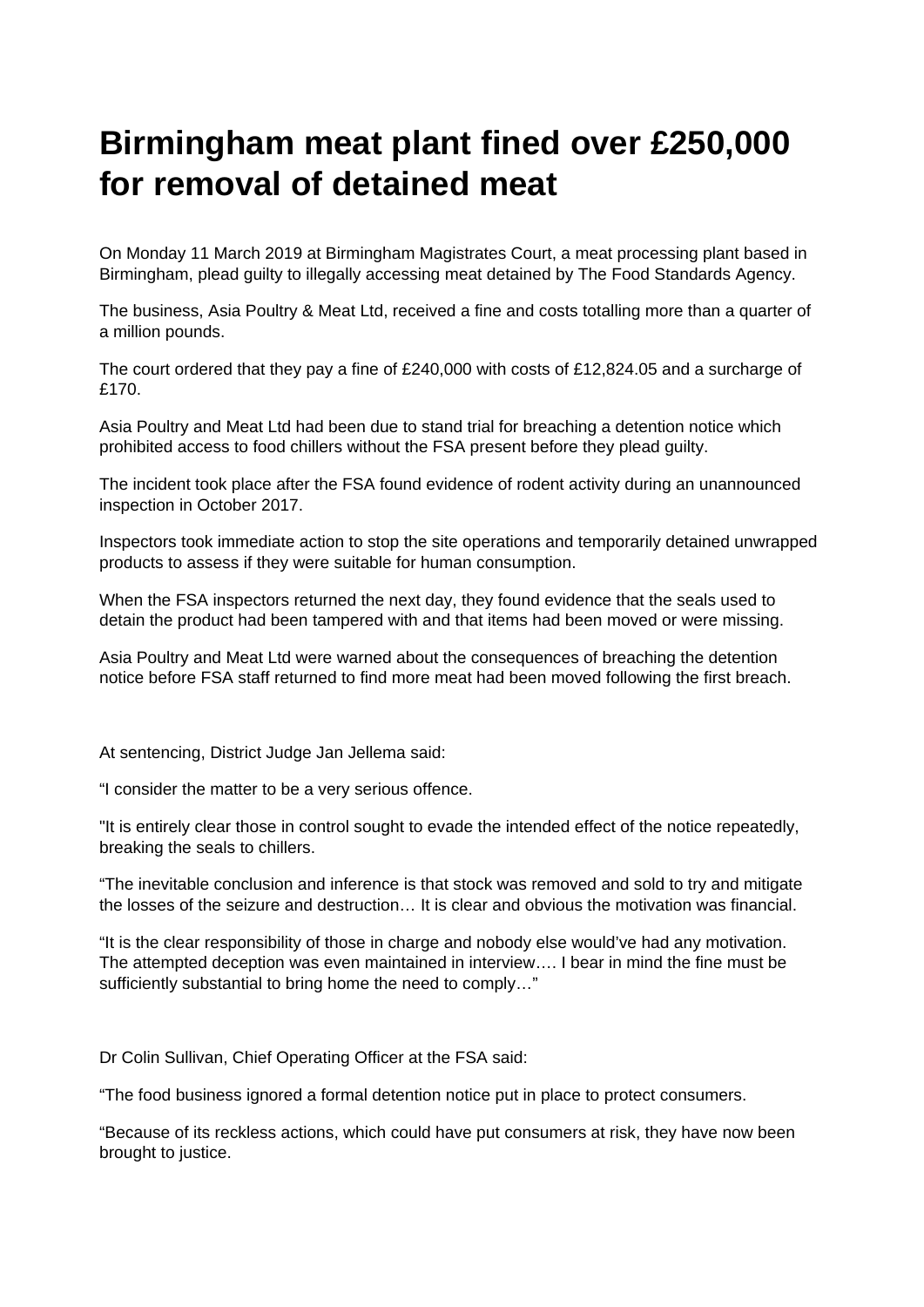# Birmingham meat plant fined over £250,000 for removal of detained meat

On Monday 11 March 2019 at Birmingham Magistrates Court, a meat processing plant based in Birmingham, plead guilty to illegally accessing meat detained by The Food Standards Agency.

The business, Asia Poultry & Meat Ltd, received a fine and costs totalling more than a quarter of a million pounds.

The court ordered that they pay a fine of £240,000 with costs of £12,824.05 and a surcharge of £170.

Asia Poultry and Meat Ltd had been due to stand trial for breaching a detention notice which prohibited access to food chillers without the FSA present before they plead guilty.

The incident took place after the FSA found evidence of rodent activity during an unannounced inspection in October 2017.

Inspectors took immediate action to stop the site operations and temporarily detained unwrapped products to assess if they were suitable for human consumption.

When the FSA inspectors returned the next day, they found evidence that the seals used to detain the product had been tampered with and that items had been moved or were missing.

Asia Poultry and Meat Ltd were warned about the consequences of breaching the detention notice before FSA staff returned to find more meat had been moved following the first breach.

At sentencing, District Judge Jan Jellema said:

“I consider the matter to be a very serious offence.

"It is entirely clear those in control sought to evade the intended effect of the notice repeatedly, breaking the seals to chillers.

“The inevitable conclusion and inference is that stock was removed and sold to try and mitigate the losses of the seizure and destruction… It is clear and obvious the motivation was financial.

“It is the clear responsibility of those in charge and nobody else would’ve had any motivation. The attempted deception was even maintained in interview…. I bear in mind the fine must be sufficiently substantial to bring home the need to comply…”

Dr Colin Sullivan, Chief Operating Officer at the FSA said:

“The food business ignored a formal detention notice put in place to protect consumers.

“Because of its reckless actions, which could have put consumers at risk, they have now been brought to justice.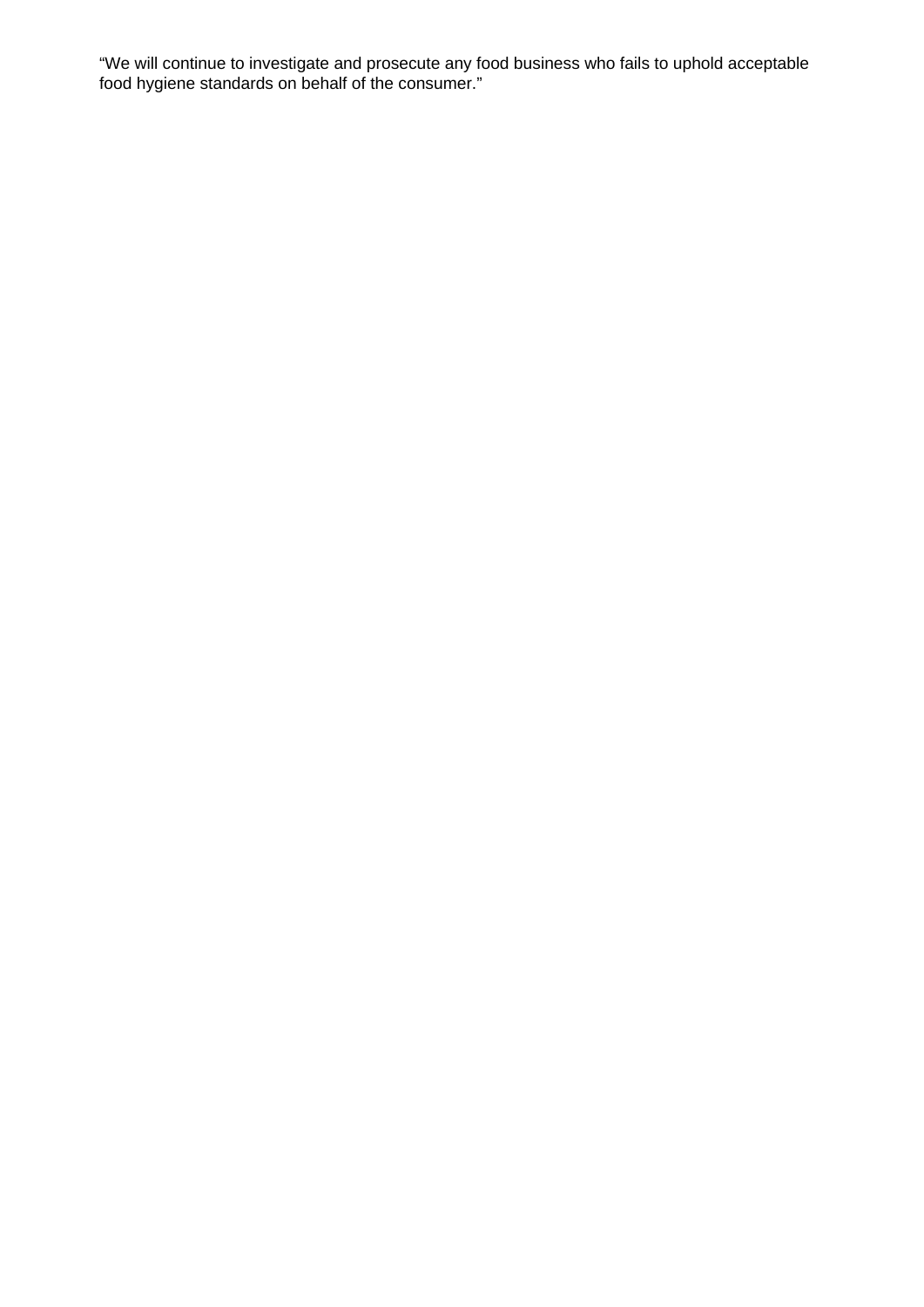“We will continue to investigate and prosecute any food business who fails to uphold acceptable food hygiene standards on behalf of the consumer.”